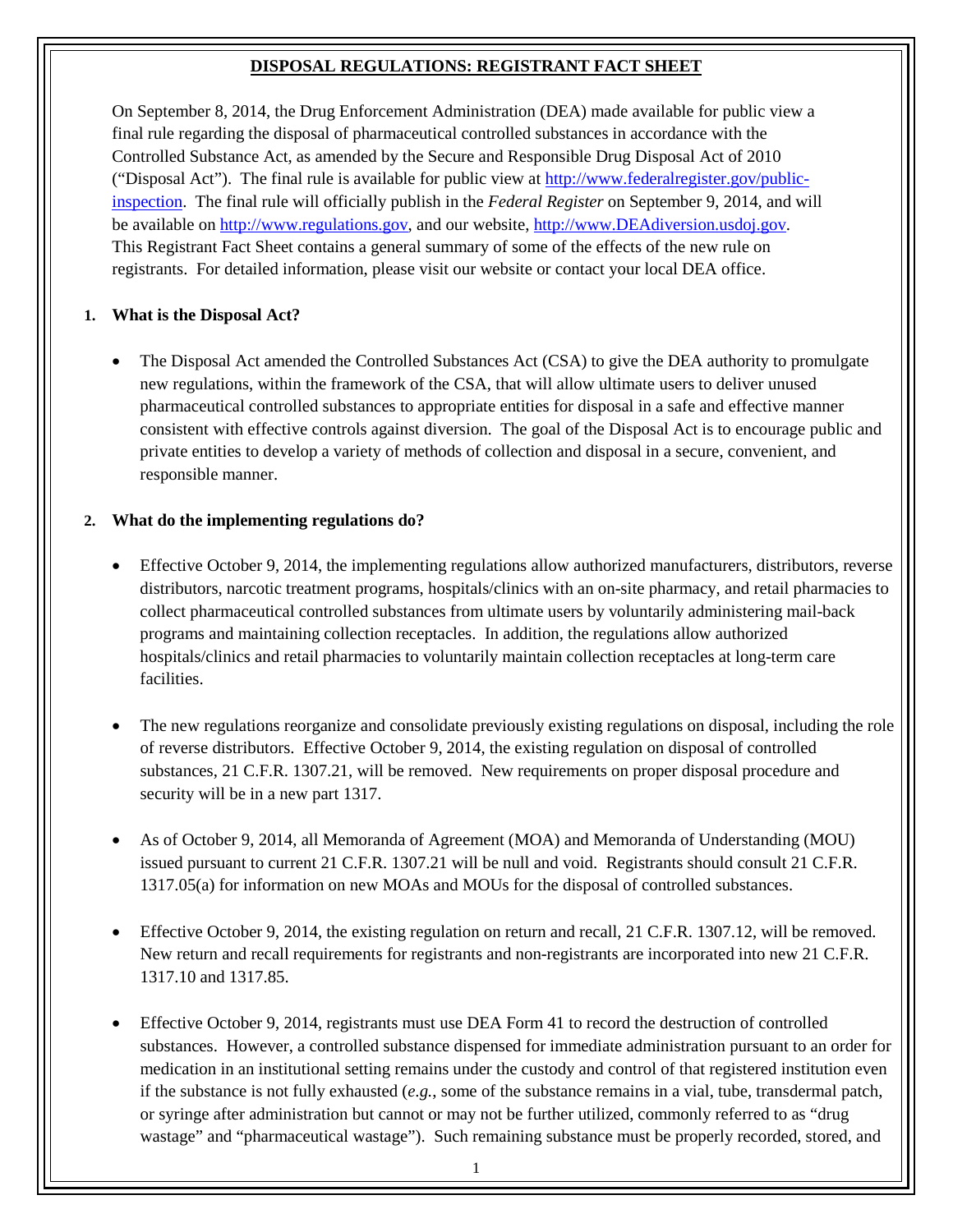## DISPOSAL REGULATIONS: REGISTRANT FACT SHEET

On September 8, 2014, the Drug Enforcement Administration (DEA) made available for public view a final rule regarding the disposal of pharmaceutical controlled substances in accordance with the Controlled Substance Act, as amended by the Secure and Responsible Drug Disposal Act of 2010 ("Disposal Act"). The final rule is available for public view at http://www.federalregister.gov/public-inspection. The final rule will officially publish in the *Federal Register* on September 9, 2014, and will be available on http://www.regulations.gov, and our website, http://www.DEAdiversion.usdoj.gov. This Registrant Fact Sheet contains a general summary of some of the effects of the new rule on registrants. For detailed information, please visit our website or contact your local DEA office.

### 1. What is the Disposal Act?

- The Disposal Act amended the Controlled Substances Act (CSA) to give the DEA authority to promulgate new regulations, within the framework of the CSA, that will allow ultimate users to deliver unused pharmaceutical controlled substances to appropriate entities for disposal in a safe and effective manner consistent with effective controls against diversion. The goal of the Disposal Act is to encourage public and private entities to develop a variety of methods of collection and disposal in a secure, convenient, and responsible manner.

### 2. What do the implementing regulations do?

- Effective October 9, 2014, the implementing regulations allow authorized manufacturers, distributors, reverse distributors, narcotic treatment programs, hospitals/clinics with an on-site pharmacy, and retail pharmacies to collect pharmaceutical controlled substances from ultimate users by voluntarily administering mail-back programs and maintaining collection receptacles. In addition, the regulations allow authorized hospitals/clinics and retail pharmacies to voluntarily maintain collection receptacles at long-term care facilities.

- The new regulations reorganize and consolidate previously existing regulations on disposal, including the role of reverse distributors. Effective October 9, 2014, the existing regulation on disposal of controlled substances, 21 C.F.R. 1307.21, will be removed. New requirements on proper disposal procedure and security will be in a new part 1317.

- As of October 9, 2014, all Memoranda of Agreement (MOA) and Memoranda of Understanding (MOU) issued pursuant to current 21 C.F.R. 1307.21 will be null and void. Registrants should consult 21 C.F.R. 1317.05(a) for information on new MOAs and MOUs for the disposal of controlled substances.

- Effective October 9, 2014, the existing regulation on return and recall, 21 C.F.R. 1307.12, will be removed. New return and recall requirements for registrants and non-registrants are incorporated into new 21 C.F.R. 1317.10 and 1317.85.

- Effective October 9, 2014, registrants must use DEA Form 41 to record the destruction of controlled substances. However, a controlled substance dispensed for immediate administration pursuant to an order for medication in an institutional setting remains under the custody and control of that registered institution even if the substance is not fully exhausted (*e.g.*, some of the substance remains in a vial, tube, transdermal patch, or syringe after administration but cannot or may not be further utilized, commonly referred to as "drug wastage" and "pharmaceutical wastage"). Such remaining substance must be properly recorded, stored, and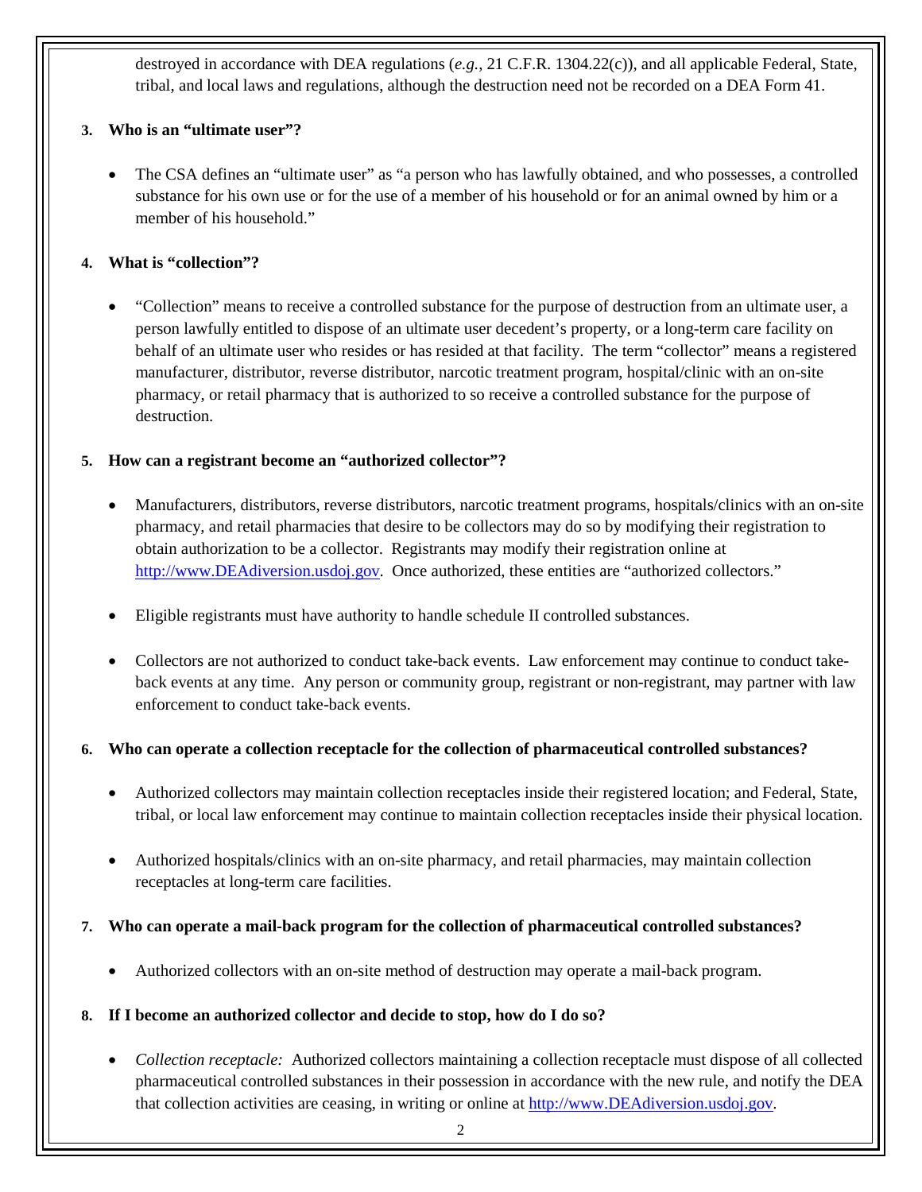destroyed in accordance with DEA regulations (*e.g.*, 21 C.F.R. 1304.22(c)), and all applicable Federal, State, tribal, and local laws and regulations, although the destruction need not be recorded on a DEA Form 41.

**3. Who is an "ultimate user"?**

- The CSA defines an "ultimate user" as "a person who has lawfully obtained, and who possesses, a controlled substance for his own use or for the use of a member of his household or for an animal owned by him or a member of his household."

**4. What is "collection"?**

- "Collection" means to receive a controlled substance for the purpose of destruction from an ultimate user, a person lawfully entitled to dispose of an ultimate user decedent's property, or a long-term care facility on behalf of an ultimate user who resides or has resided at that facility. The term "collector" means a registered manufacturer, distributor, reverse distributor, narcotic treatment program, hospital/clinic with an on-site pharmacy, or retail pharmacy that is authorized to so receive a controlled substance for the purpose of destruction.

**5. How can a registrant become an "authorized collector"?**

- Manufacturers, distributors, reverse distributors, narcotic treatment programs, hospitals/clinics with an on-site pharmacy, and retail pharmacies that desire to be collectors may do so by modifying their registration to obtain authorization to be a collector. Registrants may modify their registration online at http://www.DEAdiversion.usdoj.gov. Once authorized, these entities are "authorized collectors."
- Eligible registrants must have authority to handle schedule II controlled substances.
- Collectors are not authorized to conduct take-back events. Law enforcement may continue to conduct take-back events at any time. Any person or community group, registrant or non-registrant, may partner with law enforcement to conduct take-back events.

**6. Who can operate a collection receptacle for the collection of pharmaceutical controlled substances?**

- Authorized collectors may maintain collection receptacles inside their registered location; and Federal, State, tribal, or local law enforcement may continue to maintain collection receptacles inside their physical location.
- Authorized hospitals/clinics with an on-site pharmacy, and retail pharmacies, may maintain collection receptacles at long-term care facilities.

**7. Who can operate a mail-back program for the collection of pharmaceutical controlled substances?**

- Authorized collectors with an on-site method of destruction may operate a mail-back program.

**8. If I become an authorized collector and decide to stop, how do I do so?**

- *Collection receptacle:* Authorized collectors maintaining a collection receptacle must dispose of all collected pharmaceutical controlled substances in their possession in accordance with the new rule, and notify the DEA that collection activities are ceasing, in writing or online at http://www.DEAdiversion.usdoj.gov.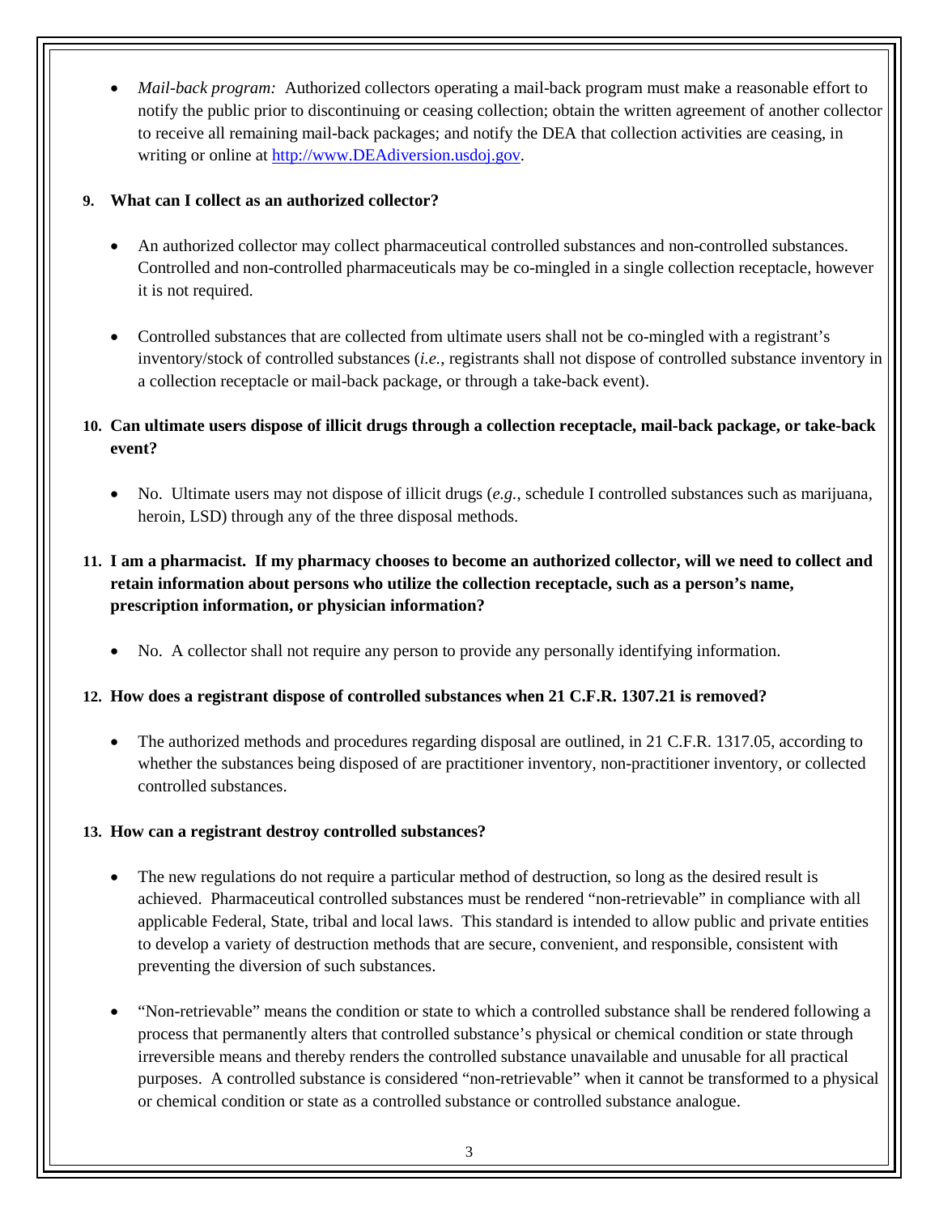- *Mail-back program:* Authorized collectors operating a mail-back program must make a reasonable effort to notify the public prior to discontinuing or ceasing collection; obtain the written agreement of another collector to receive all remaining mail-back packages; and notify the DEA that collection activities are ceasing, in writing or online at http://www.DEAdiversion.usdoj.gov.

**9. What can I collect as an authorized collector?**

- An authorized collector may collect pharmaceutical controlled substances and non-controlled substances. Controlled and non-controlled pharmaceuticals may be co-mingled in a single collection receptacle, however it is not required.
- Controlled substances that are collected from ultimate users shall not be co-mingled with a registrant's inventory/stock of controlled substances (*i.e.,* registrants shall not dispose of controlled substance inventory in a collection receptacle or mail-back package, or through a take-back event).

**10. Can ultimate users dispose of illicit drugs through a collection receptacle, mail-back package, or take-back event?**

- No. Ultimate users may not dispose of illicit drugs (*e.g.,* schedule I controlled substances such as marijuana, heroin, LSD) through any of the three disposal methods.

**11. I am a pharmacist. If my pharmacy chooses to become an authorized collector, will we need to collect and retain information about persons who utilize the collection receptacle, such as a person's name, prescription information, or physician information?**

- No. A collector shall not require any person to provide any personally identifying information.

**12. How does a registrant dispose of controlled substances when 21 C.F.R. 1307.21 is removed?**

- The authorized methods and procedures regarding disposal are outlined, in 21 C.F.R. 1317.05, according to whether the substances being disposed of are practitioner inventory, non-practitioner inventory, or collected controlled substances.

**13. How can a registrant destroy controlled substances?**

- The new regulations do not require a particular method of destruction, so long as the desired result is achieved. Pharmaceutical controlled substances must be rendered "non-retrievable" in compliance with all applicable Federal, State, tribal and local laws. This standard is intended to allow public and private entities to develop a variety of destruction methods that are secure, convenient, and responsible, consistent with preventing the diversion of such substances.
- "Non-retrievable" means the condition or state to which a controlled substance shall be rendered following a process that permanently alters that controlled substance's physical or chemical condition or state through irreversible means and thereby renders the controlled substance unavailable and unusable for all practical purposes. A controlled substance is considered "non-retrievable" when it cannot be transformed to a physical or chemical condition or state as a controlled substance or controlled substance analogue.